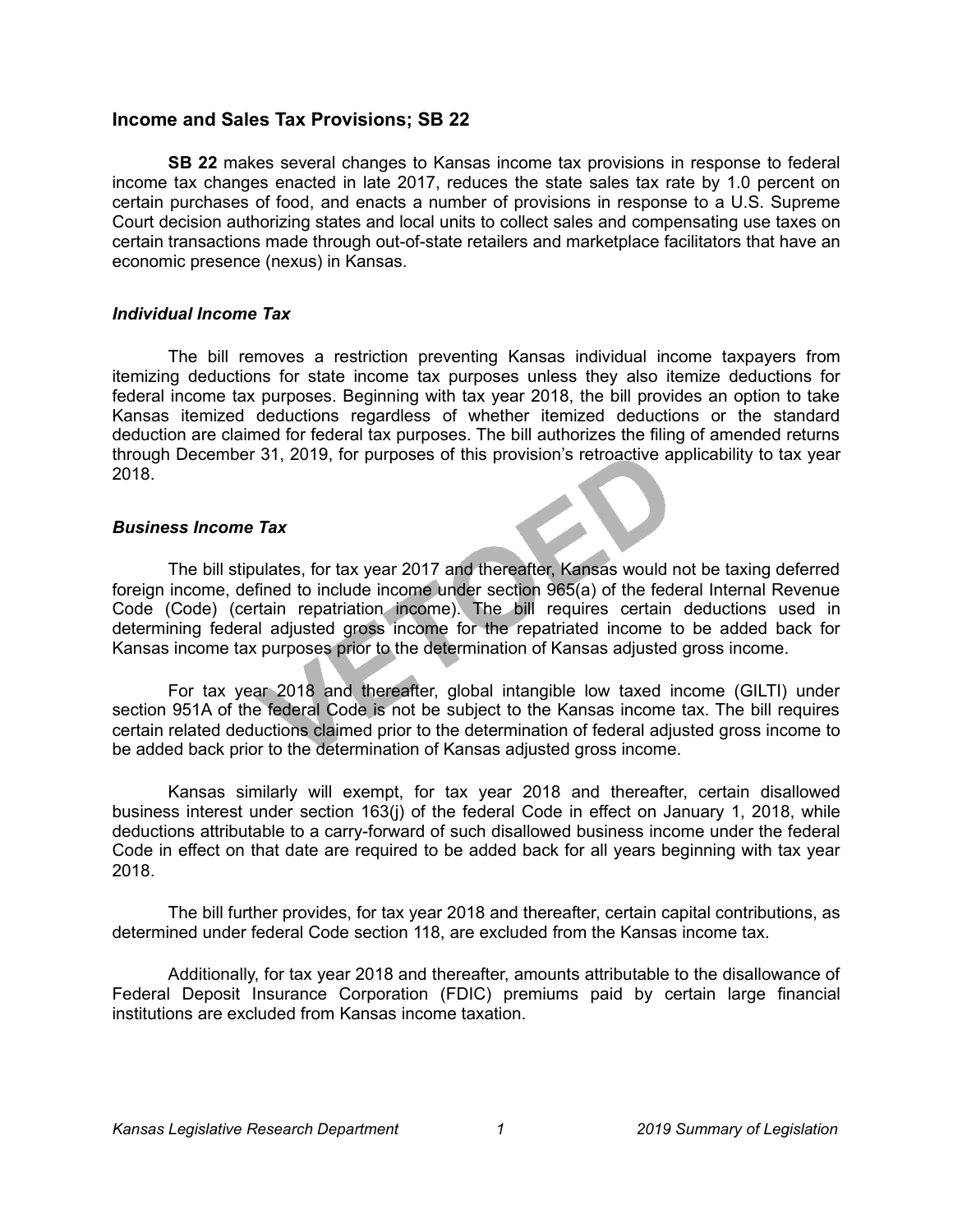## Income and Sales Tax Provisions; SB 22

**SB 22** makes several changes to Kansas income tax provisions in response to federal income tax changes enacted in late 2017, reduces the state sales tax rate by 1.0 percent on certain purchases of food, and enacts a number of provisions in response to a U.S. Supreme Court decision authorizing states and local units to collect sales and compensating use taxes on certain transactions made through out-of-state retailers and marketplace facilitators that have an economic presence (nexus) in Kansas.

### *Individual Income Tax*

The bill removes a restriction preventing Kansas individual income taxpayers from itemizing deductions for state income tax purposes unless they also itemize deductions for federal income tax purposes. Beginning with tax year 2018, the bill provides an option to take Kansas itemized deductions regardless of whether itemized deductions or the standard deduction are claimed for federal tax purposes. The bill authorizes the filing of amended returns through December 31, 2019, for purposes of this provision's retroactive applicability to tax year 2018.

### *Business Income Tax*

The bill stipulates, for tax year 2017 and thereafter, Kansas would not be taxing deferred foreign income, defined to include income under section 965(a) of the federal Internal Revenue Code (Code) (certain repatriation income). The bill requires certain deductions used in determining federal adjusted gross income for the repatriated income to be added back for Kansas income tax purposes prior to the determination of Kansas adjusted gross income.

For tax year 2018 and thereafter, global intangible low taxed income (GILTI) under section 951A of the federal Code is not be subject to the Kansas income tax. The bill requires certain related deductions claimed prior to the determination of federal adjusted gross income to be added back prior to the determination of Kansas adjusted gross income.

Kansas similarly will exempt, for tax year 2018 and thereafter, certain disallowed business interest under section 163(j) of the federal Code in effect on January 1, 2018, while deductions attributable to a carry-forward of such disallowed business income under the federal Code in effect on that date are required to be added back for all years beginning with tax year 2018.

The bill further provides, for tax year 2018 and thereafter, certain capital contributions, as determined under federal Code section 118, are excluded from the Kansas income tax.

Additionally, for tax year 2018 and thereafter, amounts attributable to the disallowance of Federal Deposit Insurance Corporation (FDIC) premiums paid by certain large financial institutions are excluded from Kansas income taxation.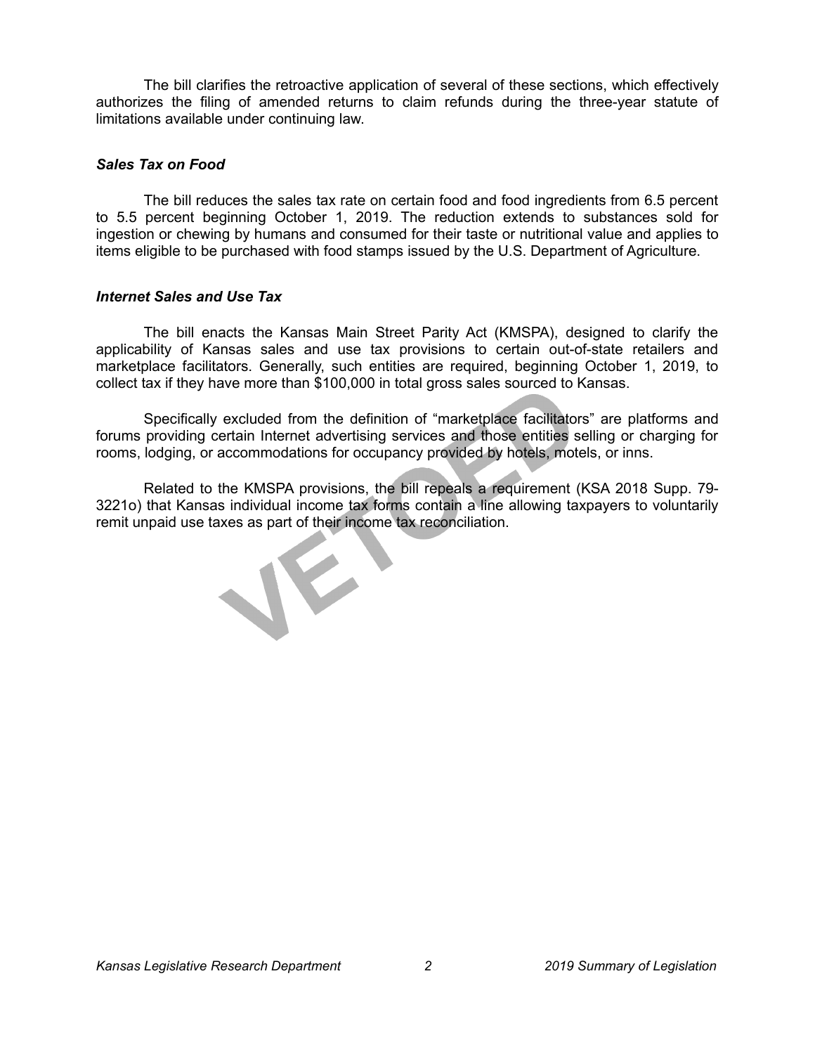The bill clarifies the retroactive application of several of these sections, which effectively authorizes the filing of amended returns to claim refunds during the three-year statute of limitations available under continuing law.

### *Sales Tax on Food*

The bill reduces the sales tax rate on certain food and food ingredients from 6.5 percent to 5.5 percent beginning October 1, 2019. The reduction extends to substances sold for ingestion or chewing by humans and consumed for their taste or nutritional value and applies to items eligible to be purchased with food stamps issued by the U.S. Department of Agriculture.

### *Internet Sales and Use Tax*

The bill enacts the Kansas Main Street Parity Act (KMSPA), designed to clarify the applicability of Kansas sales and use tax provisions to certain out-of-state retailers and marketplace facilitators. Generally, such entities are required, beginning October 1, 2019, to collect tax if they have more than $100,000 in total gross sales sourced to Kansas.

Specifically excluded from the definition of "marketplace facilitators" are platforms and forums providing certain Internet advertising services and those entities selling or charging for rooms, lodging, or accommodations for occupancy provided by hotels, motels, or inns.

Related to the KMSPA provisions, the bill repeals a requirement (KSA 2018 Supp. 79-3221o) that Kansas individual income tax forms contain a line allowing taxpayers to voluntarily remit unpaid use taxes as part of their income tax reconciliation.

VETOED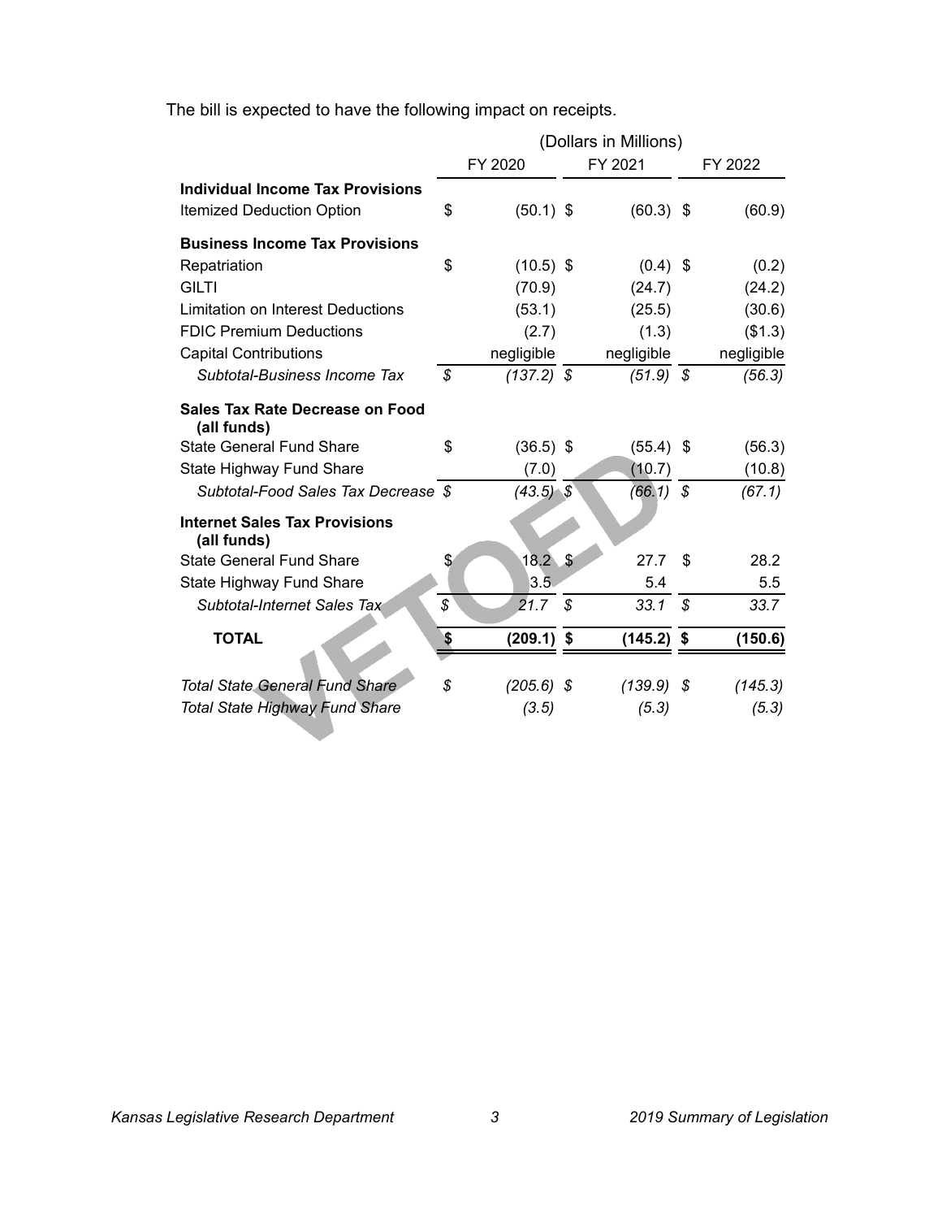The bill is expected to have the following impact on receipts.

| | (Dollars in Millions) | | |
|---|---|---|---|
| | FY 2020 | FY 2021 | FY 2022 |
| **Individual Income Tax Provisions** | | | |
| Itemized Deduction Option | $ (50.1) | $ (60.3) | $ (60.9) |
| **Business Income Tax Provisions** | | | |
| Repatriation | $ (10.5) | $ (0.4) | $ (0.2) |
| GILTI | (70.9) | (24.7) | (24.2) |
| Limitation on Interest Deductions | (53.1) | (25.5) | (30.6) |
| FDIC Premium Deductions | (2.7) | (1.3) | ($1.3) |
| Capital Contributions | negligible | negligible | negligible |
| *Subtotal-Business Income Tax* | *$ (137.2)* | *$ (51.9)* | *$ (56.3)* |
| **Sales Tax Rate Decrease on Food (all funds)** | | | |
| State General Fund Share | $ (36.5) | $ (55.4) | $ (56.3) |
| State Highway Fund Share | (7.0) | (10.7) | (10.8) |
| *Subtotal-Food Sales Tax Decrease* | *$ (43.5)* | *$ (66.1)* | *$ (67.1)* |
| **Internet Sales Tax Provisions (all funds)** | | | |
| State General Fund Share | $ 18.2 | $ 27.7 | $ 28.2 |
| State Highway Fund Share | 3.5 | 5.4 | 5.5 |
| *Subtotal-Internet Sales Tax* | *$ 21.7* | *$ 33.1* | *$ 33.7* |
| **TOTAL** | **$ (209.1)** | **$ (145.2)** | **$ (150.6)** |
| *Total State General Fund Share* | *$ (205.6)* | *$ (139.9)* | *$ (145.3)* |
| *Total State Highway Fund Share* | *(3.5)* | *(5.3)* | *(5.3)* |

VETOED